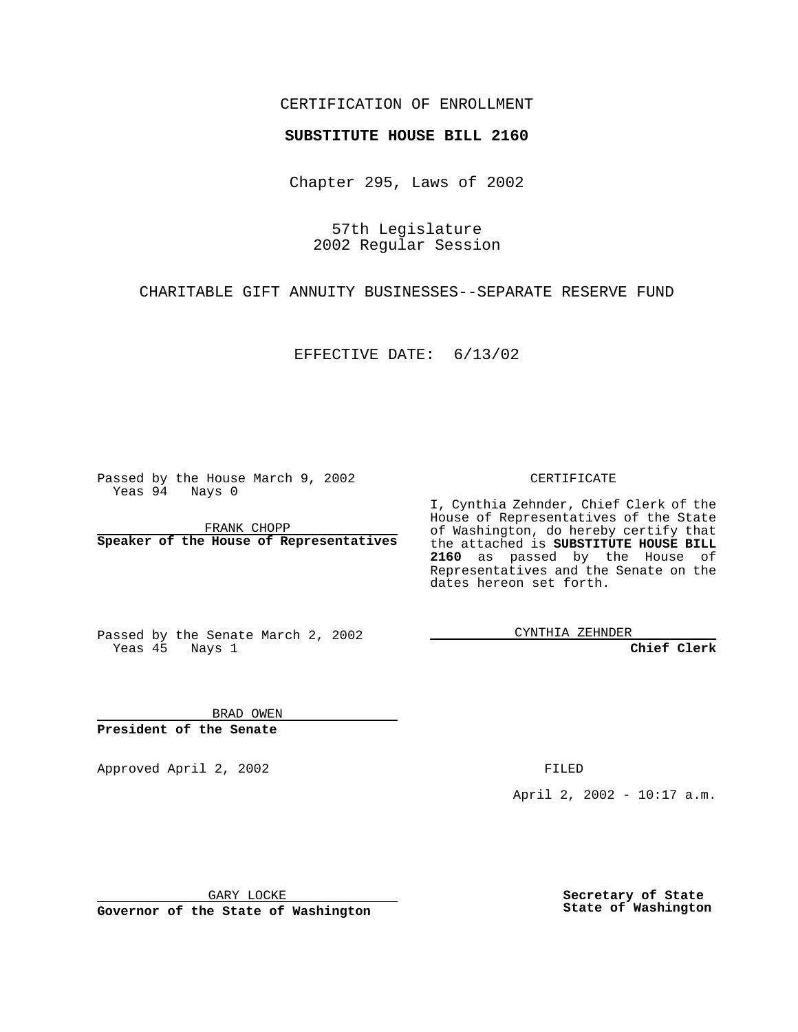CERTIFICATION OF ENROLLMENT

**SUBSTITUTE HOUSE BILL 2160**

Chapter 295, Laws of 2002

57th Legislature
2002 Regular Session

CHARITABLE GIFT ANNUITY BUSINESSES--SEPARATE RESERVE FUND

EFFECTIVE DATE: 6/13/02

Passed by the House March 9, 2002
Yeas 94 Nays 0

FRANK CHOPP
**Speaker of the House of Representatives**

Passed by the Senate March 2, 2002
Yeas 45 Nays 1

BRAD OWEN
**President of the Senate**

CERTIFICATE

I, Cynthia Zehnder, Chief Clerk of the House of Representatives of the State of Washington, do hereby certify that the attached is **SUBSTITUTE HOUSE BILL 2160** as passed by the House of Representatives and the Senate on the dates hereon set forth.

CYNTHIA ZEHNDER
**Chief Clerk**

Approved April 2, 2002

GARY LOCKE
**Governor of the State of Washington**

FILED

April 2, 2002 - 10:17 a.m.

**Secretary of State**
**State of Washington**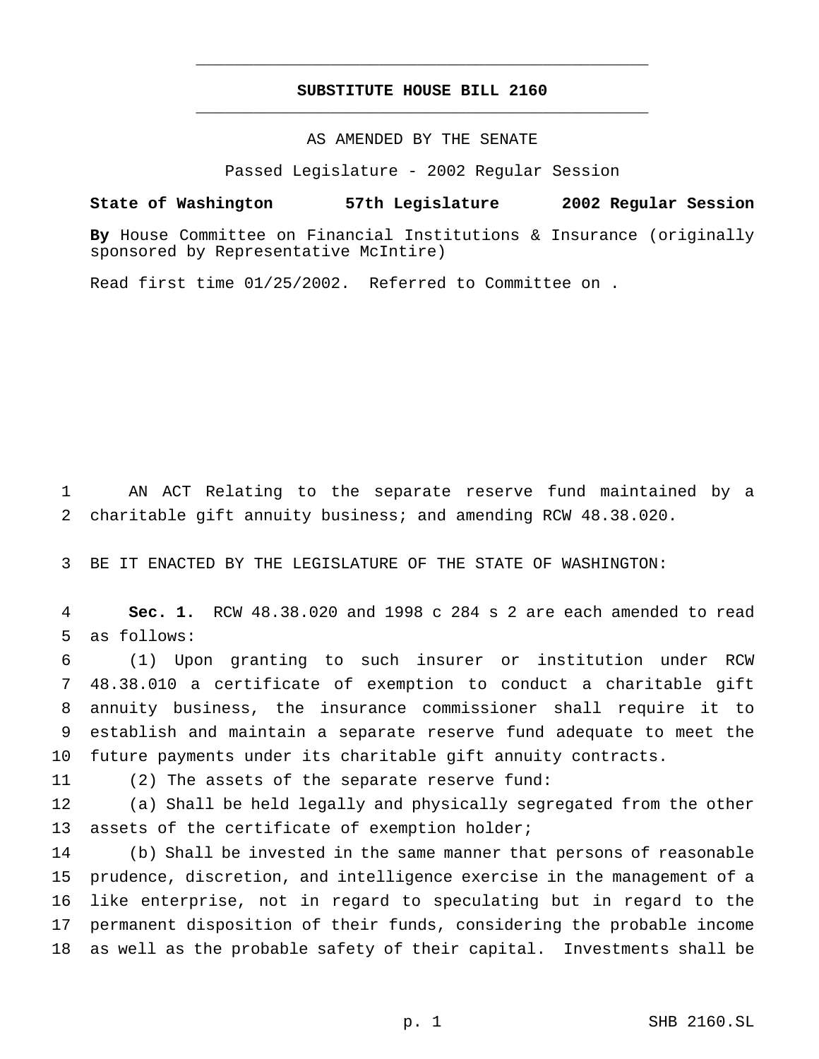# SUBSTITUTE HOUSE BILL 2160

AS AMENDED BY THE SENATE

Passed Legislature - 2002 Regular Session

**State of Washington 57th Legislature 2002 Regular Session**

**By** House Committee on Financial Institutions & Insurance (originally sponsored by Representative McIntire)

Read first time 01/25/2002. Referred to Committee on .

AN ACT Relating to the separate reserve fund maintained by a charitable gift annuity business; and amending RCW 48.38.020.

BE IT ENACTED BY THE LEGISLATURE OF THE STATE OF WASHINGTON:

**Sec. 1.** RCW 48.38.020 and 1998 c 284 s 2 are each amended to read as follows:

(1) Upon granting to such insurer or institution under RCW 48.38.010 a certificate of exemption to conduct a charitable gift annuity business, the insurance commissioner shall require it to establish and maintain a separate reserve fund adequate to meet the future payments under its charitable gift annuity contracts.

(2) The assets of the separate reserve fund:

(a) Shall be held legally and physically segregated from the other assets of the certificate of exemption holder;

(b) Shall be invested in the same manner that persons of reasonable prudence, discretion, and intelligence exercise in the management of a like enterprise, not in regard to speculating but in regard to the permanent disposition of their funds, considering the probable income as well as the probable safety of their capital. Investments shall be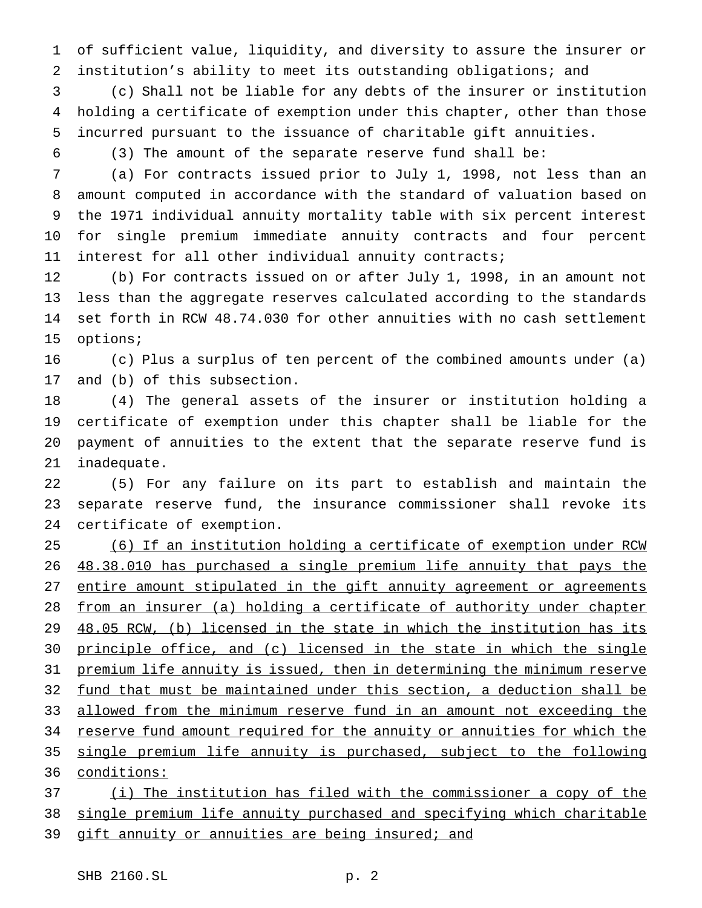of sufficient value, liquidity, and diversity to assure the insurer or institution's ability to meet its outstanding obligations; and

(c) Shall not be liable for any debts of the insurer or institution holding a certificate of exemption under this chapter, other than those incurred pursuant to the issuance of charitable gift annuities.

(3) The amount of the separate reserve fund shall be:

(a) For contracts issued prior to July 1, 1998, not less than an amount computed in accordance with the standard of valuation based on the 1971 individual annuity mortality table with six percent interest for single premium immediate annuity contracts and four percent interest for all other individual annuity contracts;

(b) For contracts issued on or after July 1, 1998, in an amount not less than the aggregate reserves calculated according to the standards set forth in RCW 48.74.030 for other annuities with no cash settlement options;

(c) Plus a surplus of ten percent of the combined amounts under (a) and (b) of this subsection.

(4) The general assets of the insurer or institution holding a certificate of exemption under this chapter shall be liable for the payment of annuities to the extent that the separate reserve fund is inadequate.

(5) For any failure on its part to establish and maintain the separate reserve fund, the insurance commissioner shall revoke its certificate of exemption.

<u>(6) If an institution holding a certificate of exemption under RCW 48.38.010 has purchased a single premium life annuity that pays the entire amount stipulated in the gift annuity agreement or agreements from an insurer (a) holding a certificate of authority under chapter 48.05 RCW, (b) licensed in the state in which the institution has its principle office, and (c) licensed in the state in which the single premium life annuity is issued, then in determining the minimum reserve fund that must be maintained under this section, a deduction shall be allowed from the minimum reserve fund in an amount not exceeding the reserve fund amount required for the annuity or annuities for which the single premium life annuity is purchased, subject to the following conditions:</u>

<u>(i) The institution has filed with the commissioner a copy of the single premium life annuity purchased and specifying which charitable gift annuity or annuities are being insured; and</u>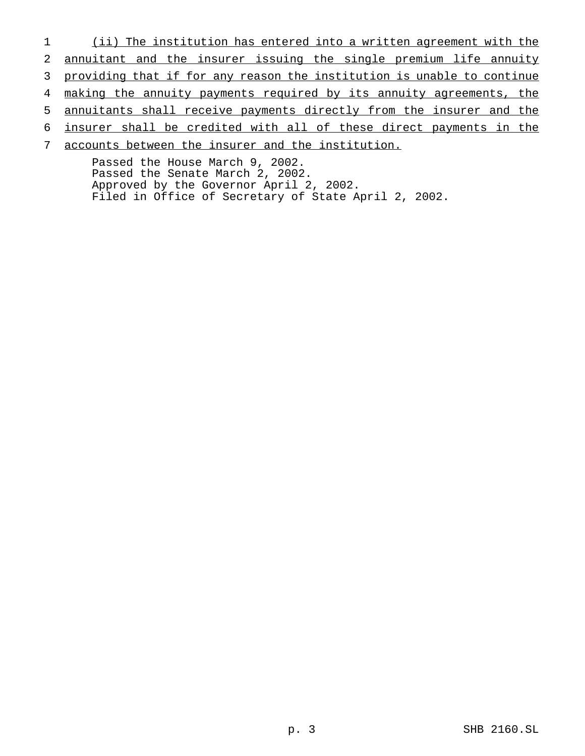(ii) The institution has entered into a written agreement with the annuitant and the insurer issuing the single premium life annuity providing that if for any reason the institution is unable to continue making the annuity payments required by its annuity agreements, the annuitants shall receive payments directly from the insurer and the insurer shall be credited with all of these direct payments in the accounts between the insurer and the institution.

Passed the House March 9, 2002.
Passed the Senate March 2, 2002.
Approved by the Governor April 2, 2002.
Filed in Office of Secretary of State April 2, 2002.